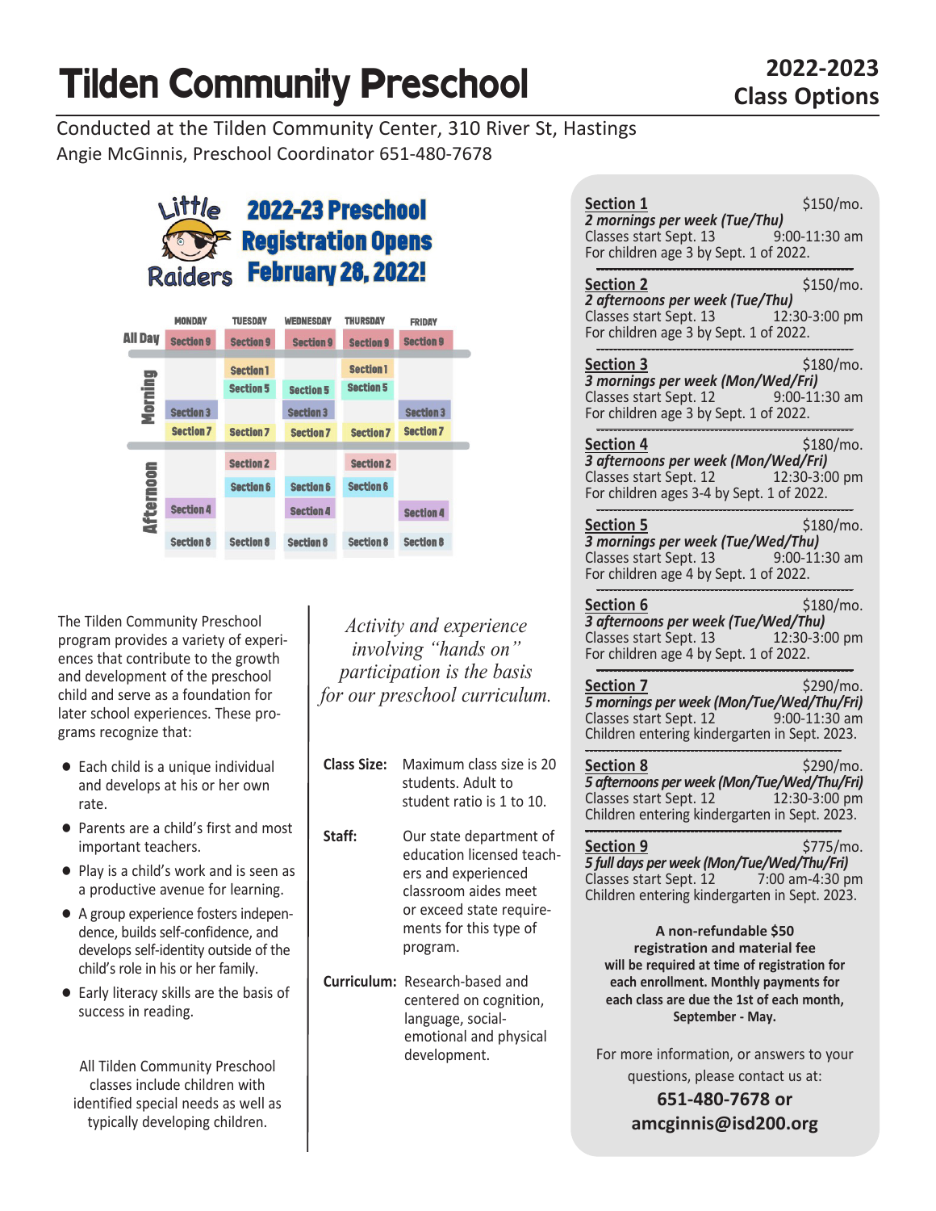# Tilden Community Preschool

## 2022-2023 Class Options

Conducted at the Tilden Community Center, 310 River St, Hastings
Angie McGinnis, Preschool Coordinator 651-480-7678

Little Raiders

**2022-23 Preschool Registration Opens February 28, 2022!**

| | | MONDAY | TUESDAY | WEDNESDAY | THURSDAY | FRIDAY |
|---|---|---|---|---|---|---|
| All Day | | Section 9 | Section 9 | Section 9 | Section 9 | Section 9 |
| Morning | | | Section 1 | | Section 1 | |
| | | | Section 5 | Section 5 | Section 5 | |
| | | Section 3 | | Section 3 | | Section 3 |
| | | Section 7 | Section 7 | Section 7 | Section 7 | Section 7 |
| Afternoon | | | Section 2 | | Section 2 | |
| | | | Section 6 | Section 6 | Section 6 | |
| | | Section 4 | | Section 4 | | Section 4 |
| | | Section 8 | Section 8 | Section 8 | Section 8 | Section 8 |

The Tilden Community Preschool program provides a variety of experiences that contribute to the growth and development of the preschool child and serve as a foundation for later school experiences. These programs recognize that:

- Each child is a unique individual and develops at his or her own rate.
- Parents are a child's first and most important teachers.
- Play is a child's work and is seen as a productive avenue for learning.
- A group experience fosters independence, builds self-confidence, and develops self-identity outside of the child's role in his or her family.
- Early literacy skills are the basis of success in reading.

All Tilden Community Preschool classes include children with identified special needs as well as typically developing children.

*Activity and experience involving "hands on" participation is the basis for our preschool curriculum.*

**Class Size:** Maximum class size is 20 students. Adult to student ratio is 1 to 10.

**Staff:** Our state department of education licensed teachers and experienced classroom aides meet or exceed state requirements for this type of program.

**Curriculum:** Research-based and centered on cognition, language, social-emotional and physical development.

**Section 1** — $150/mo.
***2 mornings per week (Tue/Thu)***
Classes start Sept. 13 — 9:00-11:30 am
For children age 3 by Sept. 1 of 2022.

**Section 2** — $150/mo.
***2 afternoons per week (Tue/Thu)***
Classes start Sept. 13 — 12:30-3:00 pm
For children age 3 by Sept. 1 of 2022.

**Section 3** — $180/mo.
***3 mornings per week (Mon/Wed/Fri)***
Classes start Sept. 12 — 9:00-11:30 am
For children age 3 by Sept. 1 of 2022.

**Section 4** — $180/mo.
***3 afternoons per week (Mon/Wed/Fri)***
Classes start Sept. 12 — 12:30-3:00 pm
For children ages 3-4 by Sept. 1 of 2022.

**Section 5** — $180/mo.
***3 mornings per week (Tue/Wed/Thu)***
Classes start Sept. 13 — 9:00-11:30 am
For children age 4 by Sept. 1 of 2022.

**Section 6** — $180/mo.
***3 afternoons per week (Tue/Wed/Thu)***
Classes start Sept. 13 — 12:30-3:00 pm
For children age 4 by Sept. 1 of 2022.

**Section 7** — $290/mo.
***5 mornings per week (Mon/Tue/Wed/Thu/Fri)***
Classes start Sept. 12 — 9:00-11:30 am
Children entering kindergarten in Sept. 2023.

**Section 8** — $290/mo.
***5 afternoons per week (Mon/Tue/Wed/Thu/Fri)***
Classes start Sept. 12 — 12:30-3:00 pm
Children entering kindergarten in Sept. 2023.

**Section 9** — $775/mo.
***5 full days per week (Mon/Tue/Wed/Thu/Fri)***
Classes start Sept. 12 — 7:00 am-4:30 pm
Children entering kindergarten in Sept. 2023.

**A non-refundable $50 registration and material fee will be required at time of registration for each enrollment. Monthly payments for each class are due the 1st of each month, September - May.**

For more information, or answers to your questions, please contact us at:

**651-480-7678 or amcginnis@isd200.org**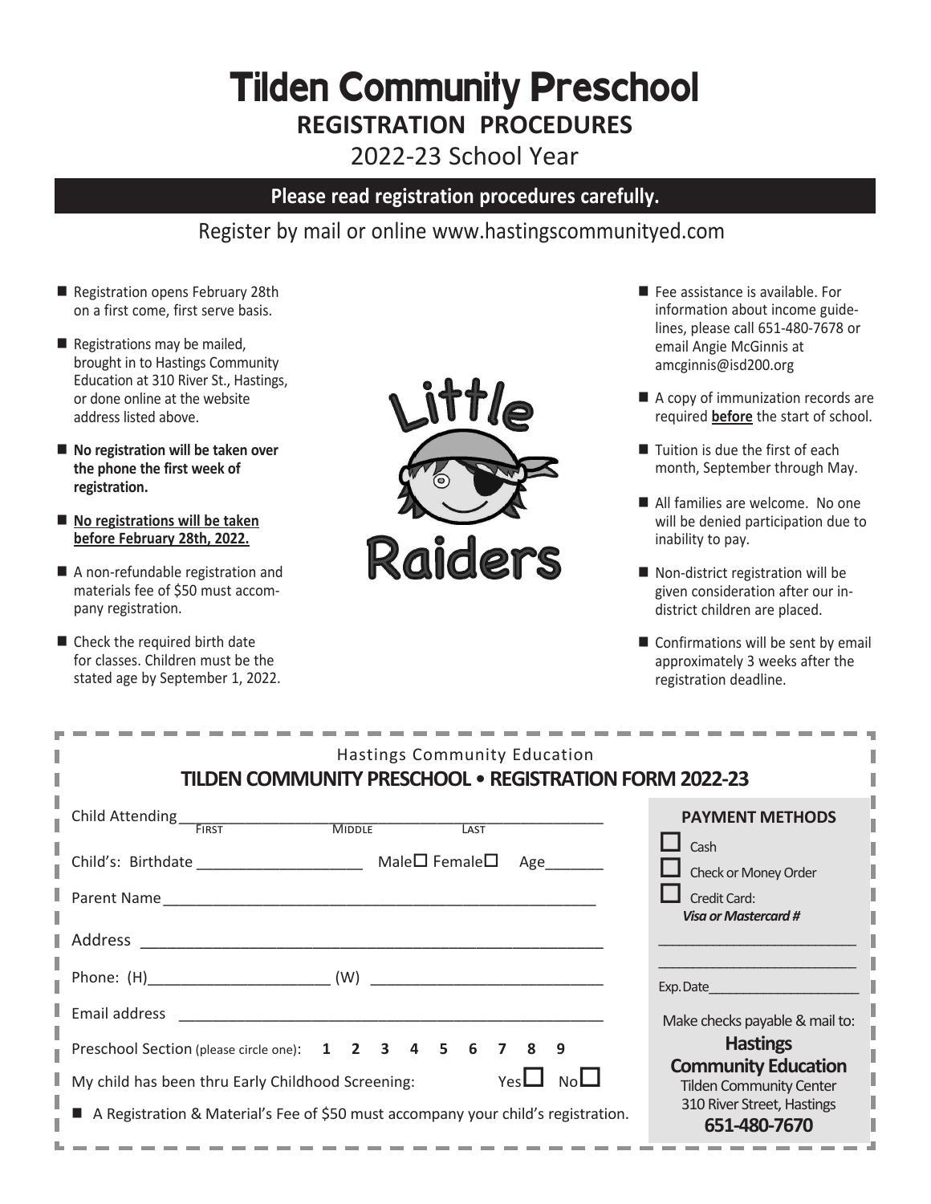# Tilden Community Preschool

## REGISTRATION PROCEDURES

2022-23 School Year

**Please read registration procedures carefully.**

Register by mail or online www.hastingscommunityed.com

- Registration opens February 28th on a first come, first serve basis.
- Registrations may be mailed, brought in to Hastings Community Education at 310 River St., Hastings, or done online at the website address listed above.
- **No registration will be taken over the phone the first week of registration.**
- **No registrations will be taken before February 28th, 2022.**
- A non-refundable registration and materials fee of $50 must accompany registration.
- Check the required birth date for classes. Children must be the stated age by September 1, 2022.

Little Raiders

- Fee assistance is available. For information about income guidelines, please call 651-480-7678 or email Angie McGinnis at amcginnis@isd200.org
- A copy of immunization records are required **before** the start of school.
- Tuition is due the first of each month, September through May.
- All families are welcome. No one will be denied participation due to inability to pay.
- Non-district registration will be given consideration after our in-district children are placed.
- Confirmations will be sent by email approximately 3 weeks after the registration deadline.

---

Hastings Community Education

**TILDEN COMMUNITY PRESCHOOL • REGISTRATION FORM 2022-23**

Child Attending_______________________________________________
FIRST MIDDLE LAST

Child's: Birthdate ___________________ Male☐ Female☐ Age_______

Parent Name _______________________________________________

Address _______________________________________________

Phone: (H)_____________________ (W) ___________________________

Email address _______________________________________________

Preschool Section (please circle one): **1 2 3 4 5 6 7 8 9**

My child has been thru Early Childhood Screening: Yes☐ No☐

- A Registration & Material's Fee of $50 must accompany your child's registration.

**PAYMENT METHODS**

☐ Cash

☐ Check or Money Order

☐ Credit Card:
***Visa or Mastercard #***

_________________________

_________________________

Exp. Date____________________

Make checks payable & mail to:

**Hastings Community Education**
Tilden Community Center
310 River Street, Hastings
**651-480-7670**